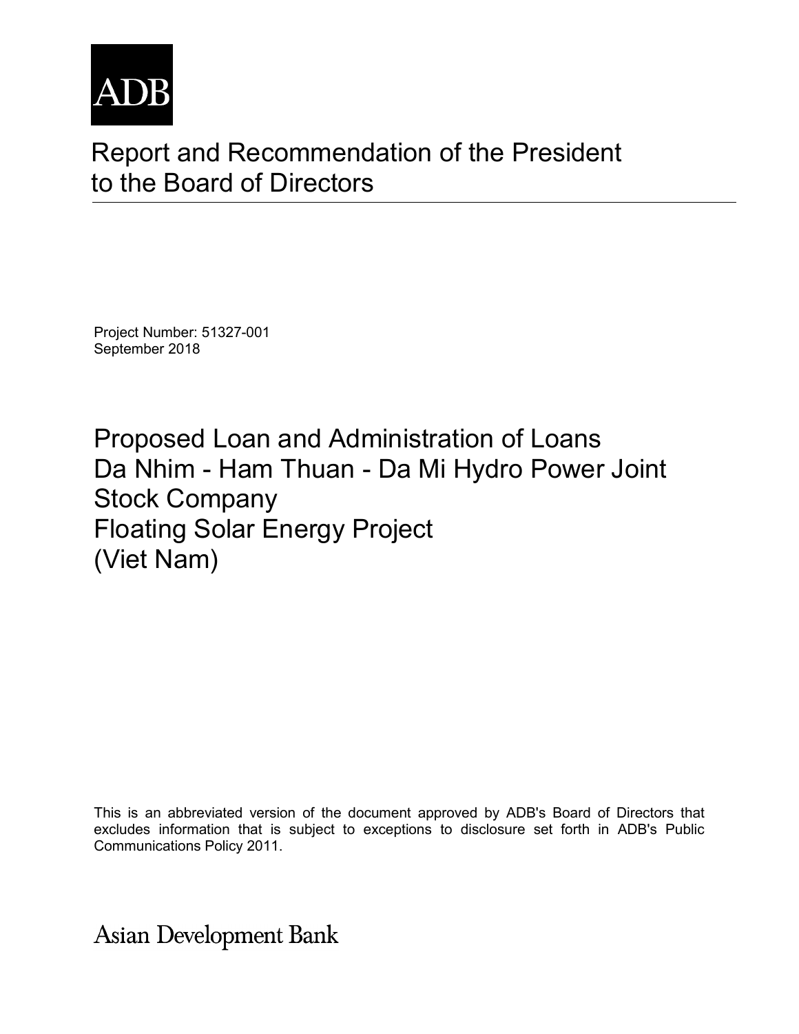ADB

# Report and Recommendation of the President to the Board of Directors

Project Number: 51327-001
September 2018

## Proposed Loan and Administration of Loans
## Da Nhim - Ham Thuan - Da Mi Hydro Power Joint Stock Company
## Floating Solar Energy Project
## (Viet Nam)

This is an abbreviated version of the document approved by ADB's Board of Directors that excludes information that is subject to exceptions to disclosure set forth in ADB's Public Communications Policy 2011.

Asian Development Bank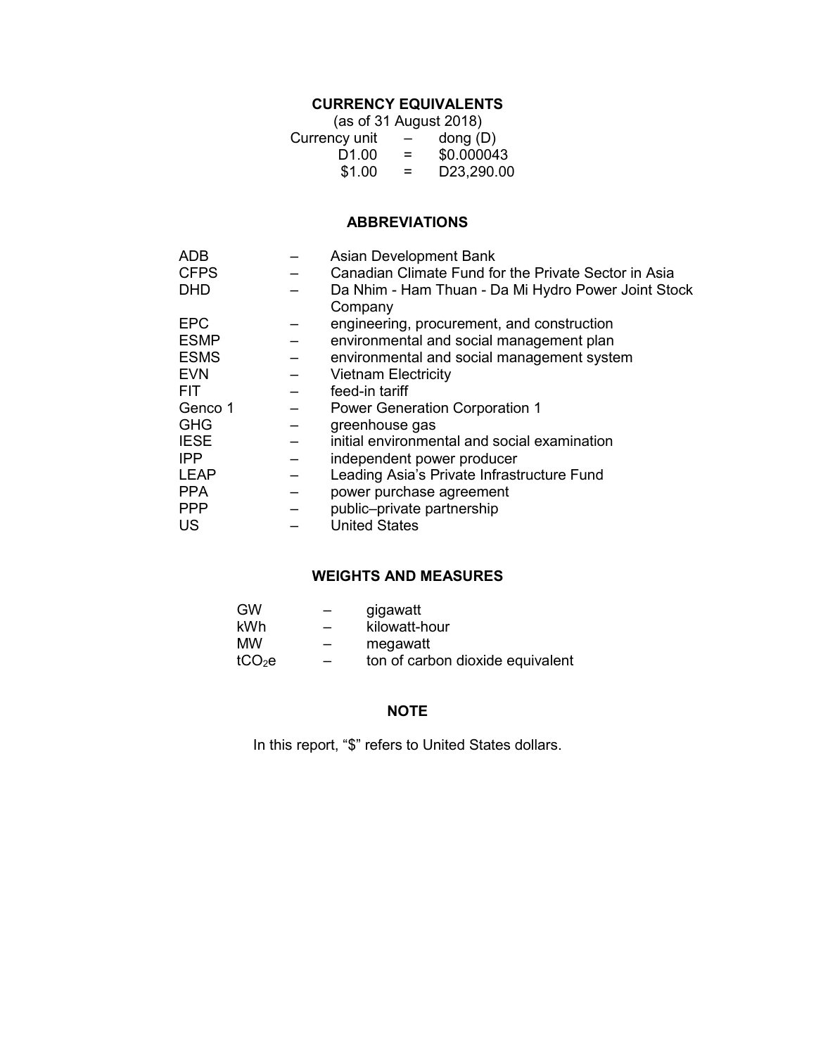## CURRENCY EQUIVALENTS

(as of 31 August 2018)

| | | |
|---|---|---|
| Currency unit | – | dong (D) |
| D1.00 | = | \$0.000043 |
| \$1.00 | = | D23,290.00 |

## ABBREVIATIONS

| | | |
|---|---|---|
| ADB | – | Asian Development Bank |
| CFPS | – | Canadian Climate Fund for the Private Sector in Asia |
| DHD | – | Da Nhim - Ham Thuan - Da Mi Hydro Power Joint Stock Company |
| EPC | – | engineering, procurement, and construction |
| ESMP | – | environmental and social management plan |
| ESMS | – | environmental and social management system |
| EVN | – | Vietnam Electricity |
| FIT | – | feed-in tariff |
| Genco 1 | – | Power Generation Corporation 1 |
| GHG | – | greenhouse gas |
| IESE | – | initial environmental and social examination |
| IPP | – | independent power producer |
| LEAP | – | Leading Asia's Private Infrastructure Fund |
| PPA | – | power purchase agreement |
| PPP | – | public–private partnership |
| US | – | United States |

## WEIGHTS AND MEASURES

| | | |
|---|---|---|
| GW | – | gigawatt |
| kWh | – | kilowatt-hour |
| MW | – | megawatt |
| $tCO_2e$ | – | ton of carbon dioxide equivalent |

## NOTE

In this report, "\$" refers to United States dollars.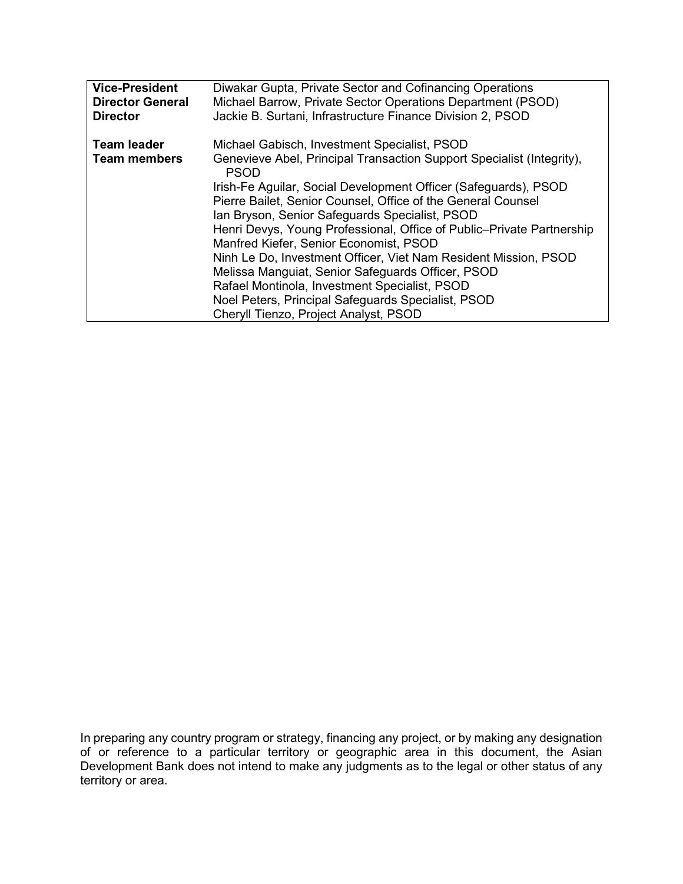| | |
|---|---|
| **Vice-President** | Diwakar Gupta, Private Sector and Cofinancing Operations |
| **Director General** | Michael Barrow, Private Sector Operations Department (PSOD) |
| **Director** | Jackie B. Surtani, Infrastructure Finance Division 2, PSOD |
| | |
| **Team leader** | Michael Gabisch, Investment Specialist, PSOD |
| **Team members** | Genevieve Abel, Principal Transaction Support Specialist (Integrity), PSOD |
| | Irish-Fe Aguilar, Social Development Officer (Safeguards), PSOD |
| | Pierre Bailet, Senior Counsel, Office of the General Counsel |
| | Ian Bryson, Senior Safeguards Specialist, PSOD |
| | Henri Devys, Young Professional, Office of Public–Private Partnership |
| | Manfred Kiefer, Senior Economist, PSOD |
| | Ninh Le Do, Investment Officer, Viet Nam Resident Mission, PSOD |
| | Melissa Manguiat, Senior Safeguards Officer, PSOD |
| | Rafael Montinola, Investment Specialist, PSOD |
| | Noel Peters, Principal Safeguards Specialist, PSOD |
| | Cheryll Tienzo, Project Analyst, PSOD |

In preparing any country program or strategy, financing any project, or by making any designation of or reference to a particular territory or geographic area in this document, the Asian Development Bank does not intend to make any judgments as to the legal or other status of any territory or area.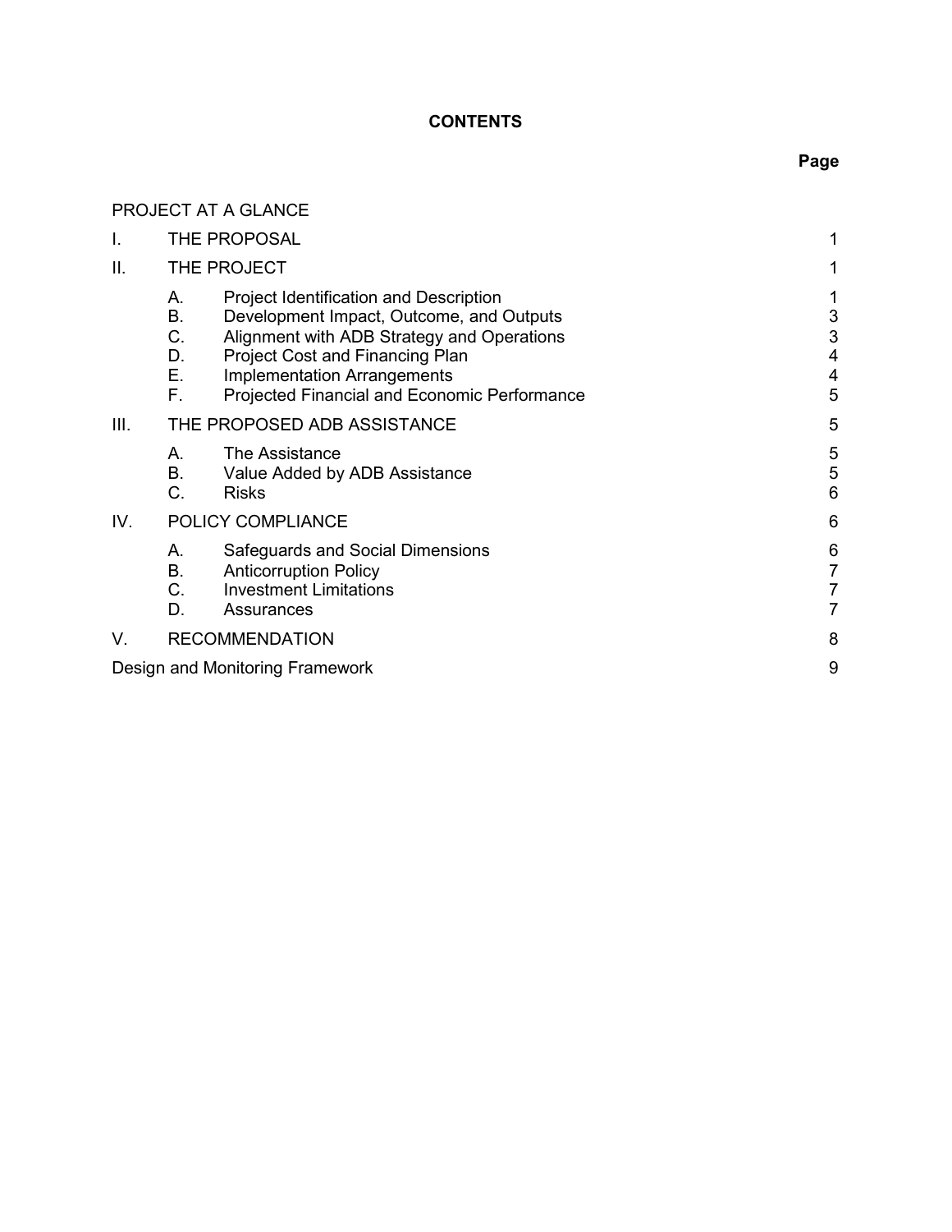# CONTENTS

| | | | Page |
|---|---|---|---|
| PROJECT AT A GLANCE | | | |
| I. | THE PROPOSAL | | 1 |
| II. | THE PROJECT | | 1 |
| | A. | Project Identification and Description | 1 |
| | B. | Development Impact, Outcome, and Outputs | 3 |
| | C. | Alignment with ADB Strategy and Operations | 3 |
| | D. | Project Cost and Financing Plan | 4 |
| | E. | Implementation Arrangements | 4 |
| | F. | Projected Financial and Economic Performance | 5 |
| III. | THE PROPOSED ADB ASSISTANCE | | 5 |
| | A. | The Assistance | 5 |
| | B. | Value Added by ADB Assistance | 5 |
| | C. | Risks | 6 |
| IV. | POLICY COMPLIANCE | | 6 |
| | A. | Safeguards and Social Dimensions | 6 |
| | B. | Anticorruption Policy | 7 |
| | C. | Investment Limitations | 7 |
| | D. | Assurances | 7 |
| V. | RECOMMENDATION | | 8 |
| Design and Monitoring Framework | | | 9 |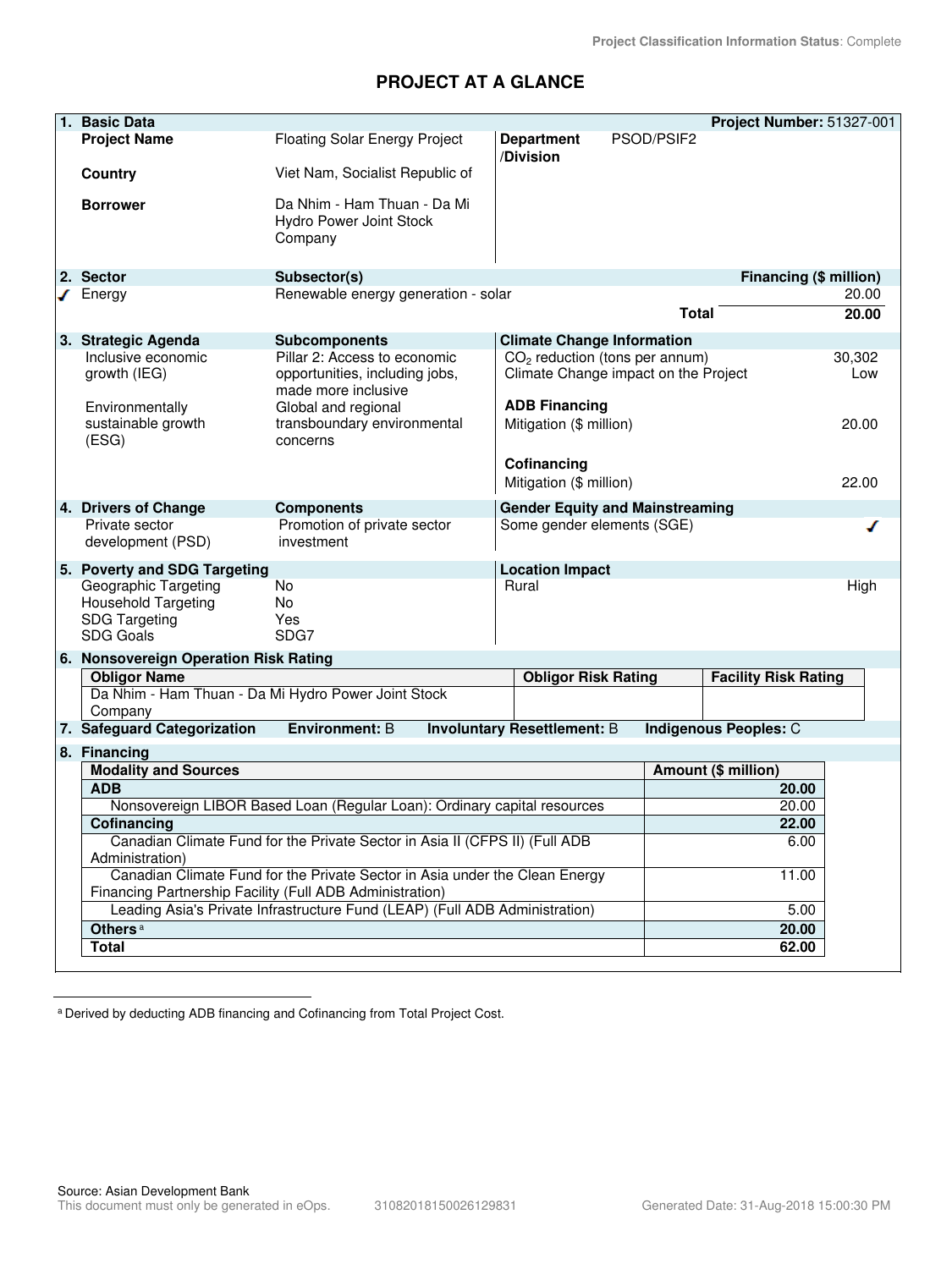Project Classification Information Status: Complete

# PROJECT AT A GLANCE

| 1. Basic Data | | | Project Number: 51327-001 |
|---|---|---|---|
| Project Name | Floating Solar Energy Project | Department /Division | PSOD/PSIF2 |
| Country | Viet Nam, Socialist Republic of | | |
| Borrower | Da Nhim - Ham Thuan - Da Mi Hydro Power Joint Stock Company | | |

| 2. Sector | Subsector(s) | Financing ($ million) |
|---|---|---|
| ✓ Energy | Renewable energy generation - solar | 20.00 |
| | Total | 20.00 |

| 3. Strategic Agenda | Subcomponents | Climate Change Information | |
|---|---|---|---|
| Inclusive economic growth (IEG) | Pillar 2: Access to economic opportunities, including jobs, made more inclusive | $CO_2$ reduction (tons per annum) | 30,302 |
| | | Climate Change impact on the Project | Low |
| Environmentally sustainable growth (ESG) | Global and regional transboundary environmental concerns | **ADB Financing** | |
| | | Mitigation ($ million) | 20.00 |
| | | **Cofinancing** | |
| | | Mitigation ($ million) | 22.00 |

| 4. Drivers of Change | Components | Gender Equity and Mainstreaming | |
|---|---|---|---|
| Private sector development (PSD) | Promotion of private sector investment | Some gender elements (SGE) | ✓ |

| 5. Poverty and SDG Targeting | | Location Impact | |
|---|---|---|---|
| Geographic Targeting | No | Rural | High |
| Household Targeting | No | | |
| SDG Targeting | Yes | | |
| SDG Goals | SDG7 | | |

**6. Nonsovereign Operation Risk Rating**

| Obligor Name | Obligor Risk Rating | Facility Risk Rating |
|---|---|---|
| Da Nhim - Ham Thuan - Da Mi Hydro Power Joint Stock Company | | |

**7. Safeguard Categorization** Environment: B Involuntary Resettlement: B Indigenous Peoples: C

**8. Financing**

| Modality and Sources | Amount ($ million) |
|---|---|
| **ADB** | **20.00** |
| Nonsovereign LIBOR Based Loan (Regular Loan): Ordinary capital resources | 20.00 |
| **Cofinancing** | **22.00** |
| Canadian Climate Fund for the Private Sector in Asia II (CFPS II) (Full ADB Administration) | 6.00 |
| Canadian Climate Fund for the Private Sector in Asia under the Clean Energy Financing Partnership Facility (Full ADB Administration) | 11.00 |
| Leading Asia's Private Infrastructure Fund (LEAP) (Full ADB Administration) | 5.00 |
| **Others** [a] | **20.00** |
| **Total** | **62.00** |

[a] Derived by deducting ADB financing and Cofinancing from Total Project Cost.

Source: Asian Development Bank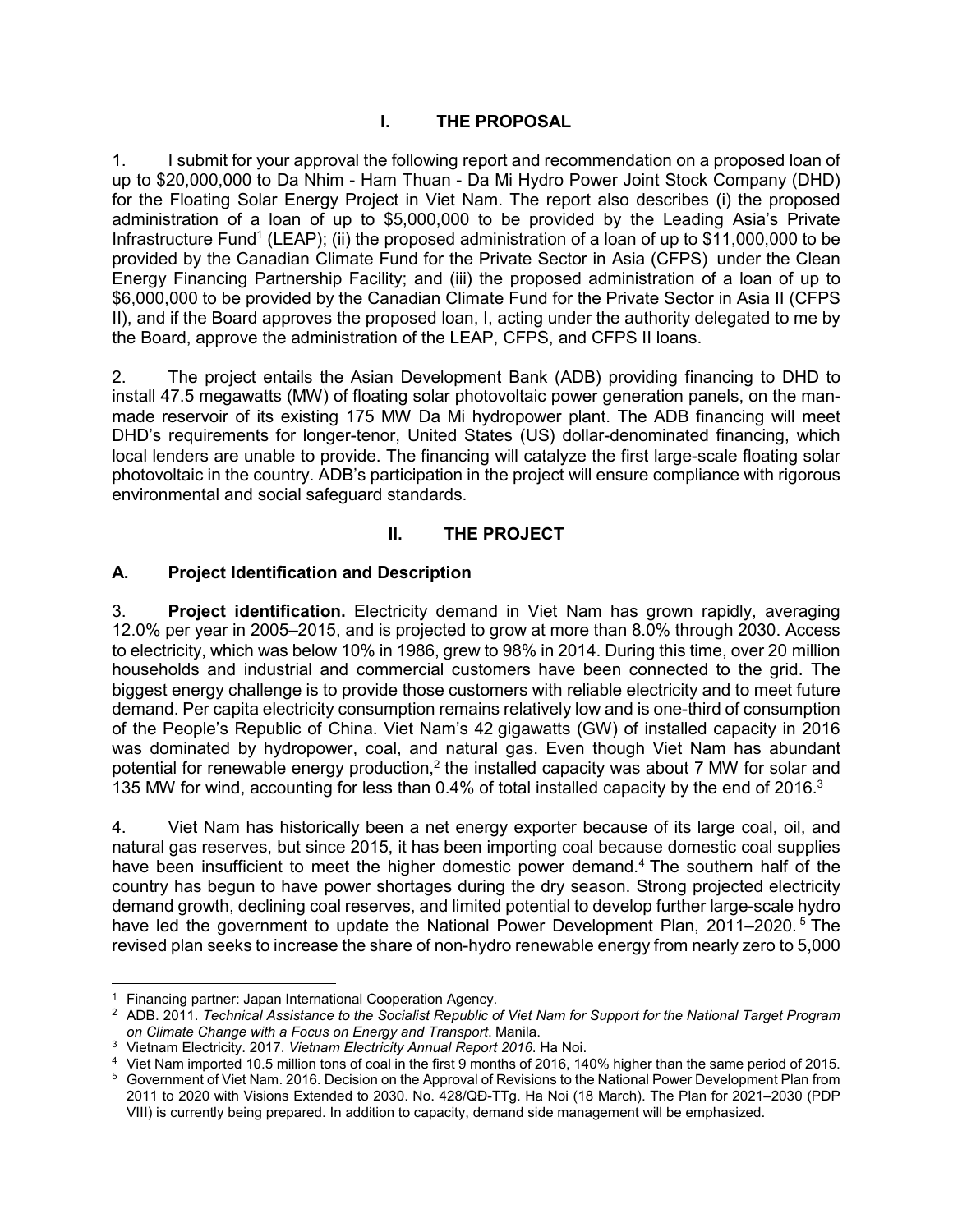## I. THE PROPOSAL

1. I submit for your approval the following report and recommendation on a proposed loan of up to $20,000,000 to Da Nhim - Ham Thuan - Da Mi Hydro Power Joint Stock Company (DHD) for the Floating Solar Energy Project in Viet Nam. The report also describes (i) the proposed administration of a loan of up to $5,000,000 to be provided by the Leading Asia's Private Infrastructure Fund[1] (LEAP); (ii) the proposed administration of a loan of up to $11,000,000 to be provided by the Canadian Climate Fund for the Private Sector in Asia (CFPS) under the Clean Energy Financing Partnership Facility; and (iii) the proposed administration of a loan of up to $6,000,000 to be provided by the Canadian Climate Fund for the Private Sector in Asia II (CFPS II), and if the Board approves the proposed loan, I, acting under the authority delegated to me by the Board, approve the administration of the LEAP, CFPS, and CFPS II loans.

2. The project entails the Asian Development Bank (ADB) providing financing to DHD to install 47.5 megawatts (MW) of floating solar photovoltaic power generation panels, on the man-made reservoir of its existing 175 MW Da Mi hydropower plant. The ADB financing will meet DHD's requirements for longer-tenor, United States (US) dollar-denominated financing, which local lenders are unable to provide. The financing will catalyze the first large-scale floating solar photovoltaic in the country. ADB's participation in the project will ensure compliance with rigorous environmental and social safeguard standards.

## II. THE PROJECT

### A. Project Identification and Description

3. **Project identification.** Electricity demand in Viet Nam has grown rapidly, averaging 12.0% per year in 2005–2015, and is projected to grow at more than 8.0% through 2030. Access to electricity, which was below 10% in 1986, grew to 98% in 2014. During this time, over 20 million households and industrial and commercial customers have been connected to the grid. The biggest energy challenge is to provide those customers with reliable electricity and to meet future demand. Per capita electricity consumption remains relatively low and is one-third of consumption of the People's Republic of China. Viet Nam's 42 gigawatts (GW) of installed capacity in 2016 was dominated by hydropower, coal, and natural gas. Even though Viet Nam has abundant potential for renewable energy production,[2] the installed capacity was about 7 MW for solar and 135 MW for wind, accounting for less than 0.4% of total installed capacity by the end of 2016.[3]

4. Viet Nam has historically been a net energy exporter because of its large coal, oil, and natural gas reserves, but since 2015, it has been importing coal because domestic coal supplies have been insufficient to meet the higher domestic power demand.[4] The southern half of the country has begun to have power shortages during the dry season. Strong projected electricity demand growth, declining coal reserves, and limited potential to develop further large-scale hydro have led the government to update the National Power Development Plan, 2011–2020.[5] The revised plan seeks to increase the share of non-hydro renewable energy from nearly zero to 5,000

---

[1] Financing partner: Japan International Cooperation Agency.

[2] ADB. 2011. *Technical Assistance to the Socialist Republic of Viet Nam for Support for the National Target Program on Climate Change with a Focus on Energy and Transport*. Manila.

[3] Vietnam Electricity. 2017. *Vietnam Electricity Annual Report 2016*. Ha Noi.

[4] Viet Nam imported 10.5 million tons of coal in the first 9 months of 2016, 140% higher than the same period of 2015.

[5] Government of Viet Nam. 2016. Decision on the Approval of Revisions to the National Power Development Plan from 2011 to 2020 with Visions Extended to 2030. No. 428/QĐ-TTg. Ha Noi (18 March). The Plan for 2021–2030 (PDP VIII) is currently being prepared. In addition to capacity, demand side management will be emphasized.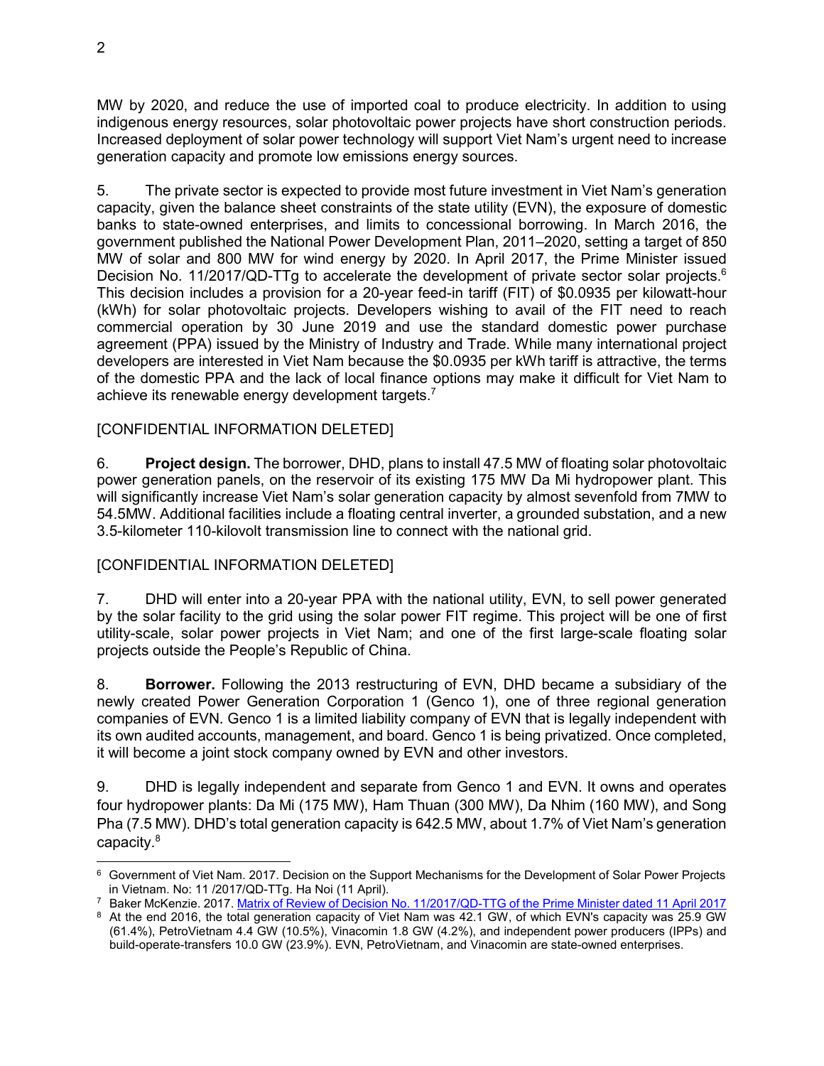MW by 2020, and reduce the use of imported coal to produce electricity. In addition to using indigenous energy resources, solar photovoltaic power projects have short construction periods. Increased deployment of solar power technology will support Viet Nam's urgent need to increase generation capacity and promote low emissions energy sources.

5. The private sector is expected to provide most future investment in Viet Nam's generation capacity, given the balance sheet constraints of the state utility (EVN), the exposure of domestic banks to state-owned enterprises, and limits to concessional borrowing. In March 2016, the government published the National Power Development Plan, 2011–2020, setting a target of 850 MW of solar and 800 MW for wind energy by 2020. In April 2017, the Prime Minister issued Decision No. 11/2017/QD-TTg to accelerate the development of private sector solar projects.[6] This decision includes a provision for a 20-year feed-in tariff (FIT) of $0.0935 per kilowatt-hour (kWh) for solar photovoltaic projects. Developers wishing to avail of the FIT need to reach commercial operation by 30 June 2019 and use the standard domestic power purchase agreement (PPA) issued by the Ministry of Industry and Trade. While many international project developers are interested in Viet Nam because the $0.0935 per kWh tariff is attractive, the terms of the domestic PPA and the lack of local finance options may make it difficult for Viet Nam to achieve its renewable energy development targets.[7]

[CONFIDENTIAL INFORMATION DELETED]

6. **Project design.** The borrower, DHD, plans to install 47.5 MW of floating solar photovoltaic power generation panels, on the reservoir of its existing 175 MW Da Mi hydropower plant. This will significantly increase Viet Nam's solar generation capacity by almost sevenfold from 7MW to 54.5MW. Additional facilities include a floating central inverter, a grounded substation, and a new 3.5-kilometer 110-kilovolt transmission line to connect with the national grid.

[CONFIDENTIAL INFORMATION DELETED]

7. DHD will enter into a 20-year PPA with the national utility, EVN, to sell power generated by the solar facility to the grid using the solar power FIT regime. This project will be one of first utility-scale, solar power projects in Viet Nam; and one of the first large-scale floating solar projects outside the People's Republic of China.

8. **Borrower.** Following the 2013 restructuring of EVN, DHD became a subsidiary of the newly created Power Generation Corporation 1 (Genco 1), one of three regional generation companies of EVN. Genco 1 is a limited liability company of EVN that is legally independent with its own audited accounts, management, and board. Genco 1 is being privatized. Once completed, it will become a joint stock company owned by EVN and other investors.

9. DHD is legally independent and separate from Genco 1 and EVN. It owns and operates four hydropower plants: Da Mi (175 MW), Ham Thuan (300 MW), Da Nhim (160 MW), and Song Pha (7.5 MW). DHD's total generation capacity is 642.5 MW, about 1.7% of Viet Nam's generation capacity.[8]

---

[6] Government of Viet Nam. 2017. Decision on the Support Mechanisms for the Development of Solar Power Projects in Vietnam. No: 11 /2017/QD-TTg. Ha Noi (11 April).

[7] Baker McKenzie. 2017. Matrix of Review of Decision No. 11/2017/QD-TTG of the Prime Minister dated 11 April 2017

[8] At the end 2016, the total generation capacity of Viet Nam was 42.1 GW, of which EVN's capacity was 25.9 GW (61.4%), PetroVietnam 4.4 GW (10.5%), Vinacomin 1.8 GW (4.2%), and independent power producers (IPPs) and build-operate-transfers 10.0 GW (23.9%). EVN, PetroVietnam, and Vinacomin are state-owned enterprises.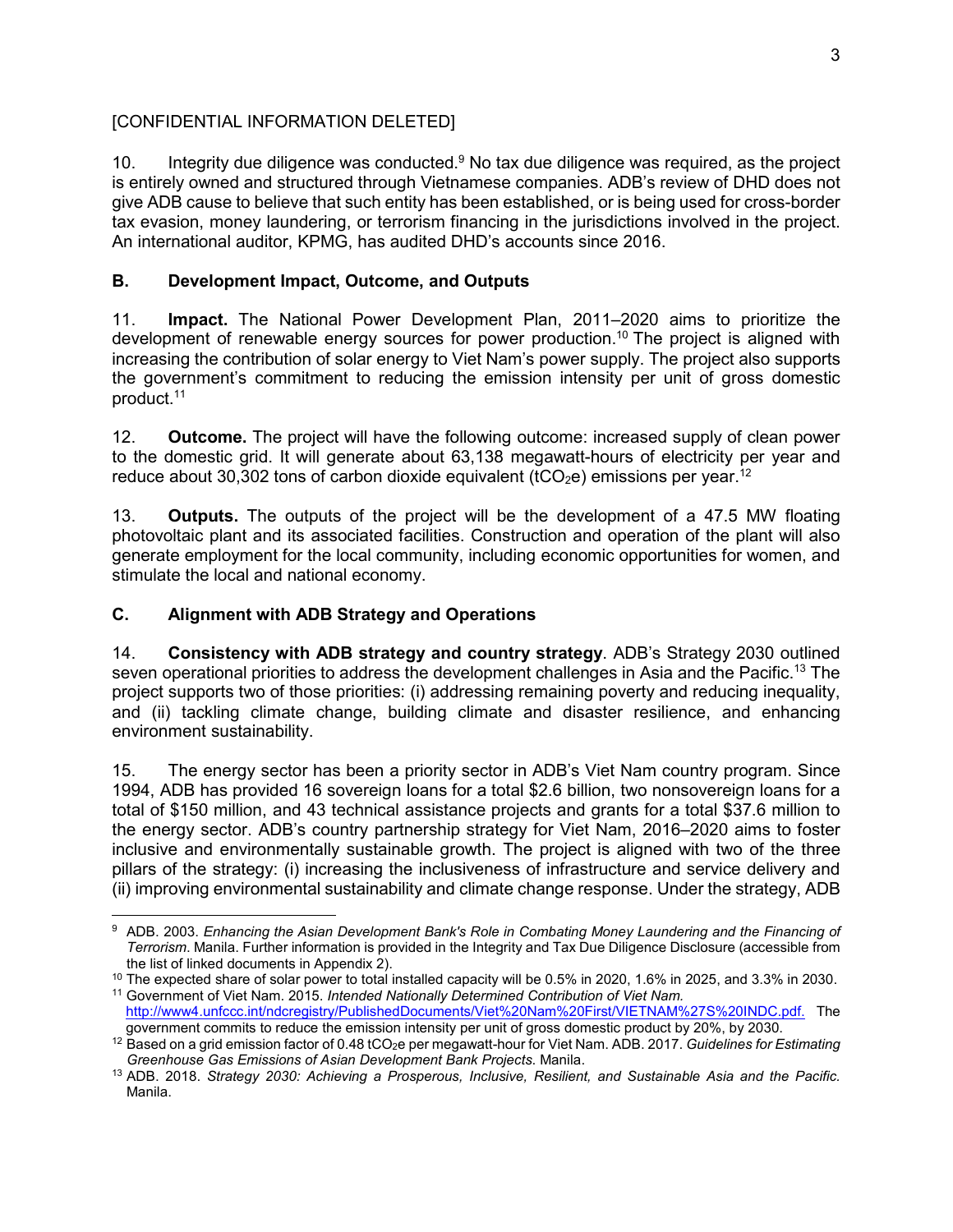[CONFIDENTIAL INFORMATION DELETED]

10. Integrity due diligence was conducted.[9] No tax due diligence was required, as the project is entirely owned and structured through Vietnamese companies. ADB's review of DHD does not give ADB cause to believe that such entity has been established, or is being used for cross-border tax evasion, money laundering, or terrorism financing in the jurisdictions involved in the project. An international auditor, KPMG, has audited DHD's accounts since 2016.

### B. Development Impact, Outcome, and Outputs

11. **Impact.** The National Power Development Plan, 2011–2020 aims to prioritize the development of renewable energy sources for power production.[10] The project is aligned with increasing the contribution of solar energy to Viet Nam's power supply. The project also supports the government's commitment to reducing the emission intensity per unit of gross domestic product.[11]

12. **Outcome.** The project will have the following outcome: increased supply of clean power to the domestic grid. It will generate about 63,138 megawatt-hours of electricity per year and reduce about 30,302 tons of carbon dioxide equivalent ($tCO_2e$) emissions per year.[12]

13. **Outputs.** The outputs of the project will be the development of a 47.5 MW floating photovoltaic plant and its associated facilities. Construction and operation of the plant will also generate employment for the local community, including economic opportunities for women, and stimulate the local and national economy.

### C. Alignment with ADB Strategy and Operations

14. **Consistency with ADB strategy and country strategy**. ADB's Strategy 2030 outlined seven operational priorities to address the development challenges in Asia and the Pacific.[13] The project supports two of those priorities: (i) addressing remaining poverty and reducing inequality, and (ii) tackling climate change, building climate and disaster resilience, and enhancing environment sustainability.

15. The energy sector has been a priority sector in ADB's Viet Nam country program. Since 1994, ADB has provided 16 sovereign loans for a total $2.6 billion, two nonsovereign loans for a total of $150 million, and 43 technical assistance projects and grants for a total $37.6 million to the energy sector. ADB's country partnership strategy for Viet Nam, 2016–2020 aims to foster inclusive and environmentally sustainable growth. The project is aligned with two of the three pillars of the strategy: (i) increasing the inclusiveness of infrastructure and service delivery and (ii) improving environmental sustainability and climate change response. Under the strategy, ADB

---

[9] ADB. 2003. *Enhancing the Asian Development Bank's Role in Combating Money Laundering and the Financing of Terrorism*. Manila. Further information is provided in the Integrity and Tax Due Diligence Disclosure (accessible from the list of linked documents in Appendix 2).

[10] The expected share of solar power to total installed capacity will be 0.5% in 2020, 1.6% in 2025, and 3.3% in 2030.

[11] Government of Viet Nam. 2015. *Intended Nationally Determined Contribution of Viet Nam.* http://www4.unfccc.int/ndcregistry/PublishedDocuments/Viet%20Nam%20First/VIETNAM%27S%20INDC.pdf. The government commits to reduce the emission intensity per unit of gross domestic product by 20%, by 2030.

[12] Based on a grid emission factor of 0.48 $tCO_2e$ per megawatt-hour for Viet Nam. ADB. 2017. *Guidelines for Estimating Greenhouse Gas Emissions of Asian Development Bank Projects*. Manila.

[13] ADB. 2018. *Strategy 2030: Achieving a Prosperous, Inclusive, Resilient, and Sustainable Asia and the Pacific.* Manila.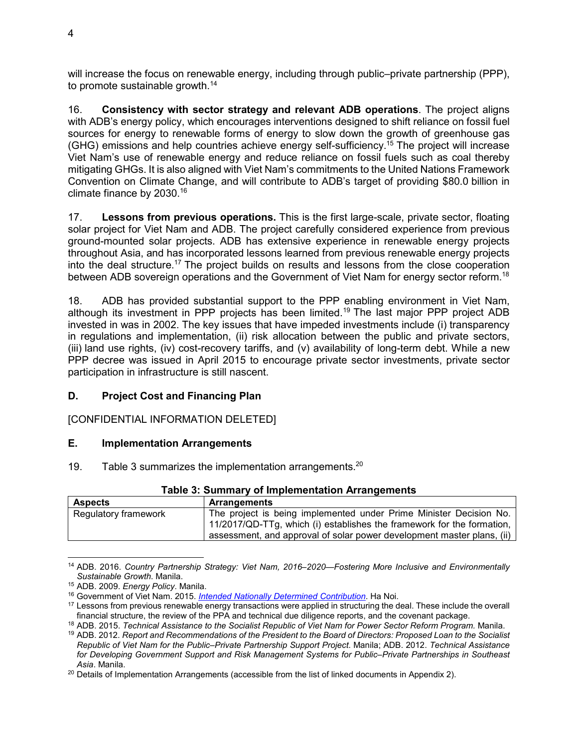will increase the focus on renewable energy, including through public–private partnership (PPP), to promote sustainable growth.[14]

16. **Consistency with sector strategy and relevant ADB operations**. The project aligns with ADB's energy policy, which encourages interventions designed to shift reliance on fossil fuel sources for energy to renewable forms of energy to slow down the growth of greenhouse gas (GHG) emissions and help countries achieve energy self-sufficiency.[15] The project will increase Viet Nam's use of renewable energy and reduce reliance on fossil fuels such as coal thereby mitigating GHGs. It is also aligned with Viet Nam's commitments to the United Nations Framework Convention on Climate Change, and will contribute to ADB's target of providing $80.0 billion in climate finance by 2030.[16]

17. **Lessons from previous operations.** This is the first large-scale, private sector, floating solar project for Viet Nam and ADB. The project carefully considered experience from previous ground-mounted solar projects. ADB has extensive experience in renewable energy projects throughout Asia, and has incorporated lessons learned from previous renewable energy projects into the deal structure.[17] The project builds on results and lessons from the close cooperation between ADB sovereign operations and the Government of Viet Nam for energy sector reform.[18]

18. ADB has provided substantial support to the PPP enabling environment in Viet Nam, although its investment in PPP projects has been limited.[19] The last major PPP project ADB invested in was in 2002. The key issues that have impeded investments include (i) transparency in regulations and implementation, (ii) risk allocation between the public and private sectors, (iii) land use rights, (iv) cost-recovery tariffs, and (v) availability of long-term debt. While a new PPP decree was issued in April 2015 to encourage private sector investments, private sector participation in infrastructure is still nascent.

## D. Project Cost and Financing Plan

[CONFIDENTIAL INFORMATION DELETED]

## E. Implementation Arrangements

19. Table 3 summarizes the implementation arrangements.[20]

**Table 3: Summary of Implementation Arrangements**

| Aspects | Arrangements |
|---|---|
| Regulatory framework | The project is being implemented under Prime Minister Decision No. 11/2017/QD-TTg, which (i) establishes the framework for the formation, assessment, and approval of solar power development master plans, (ii) |

[14] ADB. 2016. *Country Partnership Strategy: Viet Nam, 2016–2020—Fostering More Inclusive and Environmentally Sustainable Growth.* Manila.

[15] ADB. 2009. *Energy Policy*. Manila.

[16] Government of Viet Nam. 2015. *Intended Nationally Determined Contribution*. Ha Noi.

[17] Lessons from previous renewable energy transactions were applied in structuring the deal. These include the overall financial structure, the review of the PPA and technical due diligence reports, and the covenant package.

[18] ADB. 2015. *Technical Assistance to the Socialist Republic of Viet Nam for Power Sector Reform Program.* Manila.

[19] ADB. 2012. *Report and Recommendations of the President to the Board of Directors: Proposed Loan to the Socialist Republic of Viet Nam for the Public–Private Partnership Support Project*. Manila; ADB. 2012. *Technical Assistance for Developing Government Support and Risk Management Systems for Public–Private Partnerships in Southeast Asia*. Manila.

[20] Details of Implementation Arrangements (accessible from the list of linked documents in Appendix 2).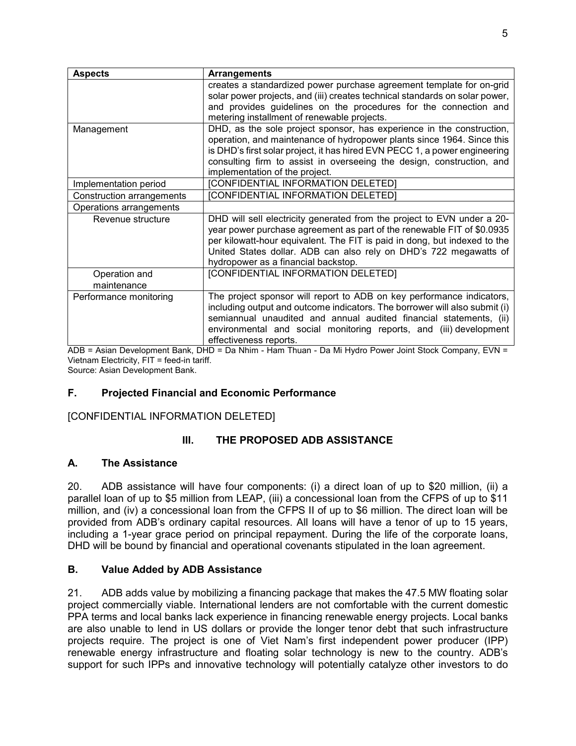| Aspects | Arrangements |
| --- | --- |
| | creates a standardized power purchase agreement template for on-grid solar power projects, and (iii) creates technical standards on solar power, and provides guidelines on the procedures for the connection and metering installment of renewable projects. |
| Management | DHD, as the sole project sponsor, has experience in the construction, operation, and maintenance of hydropower plants since 1964. Since this is DHD's first solar project, it has hired EVN PECC 1, a power engineering consulting firm to assist in overseeing the design, construction, and implementation of the project. |
| Implementation period | [CONFIDENTIAL INFORMATION DELETED] |
| Construction arrangements | [CONFIDENTIAL INFORMATION DELETED] |
| Operations arrangements | |
| Revenue structure | DHD will sell electricity generated from the project to EVN under a 20-year power purchase agreement as part of the renewable FIT of $0.0935 per kilowatt-hour equivalent. The FIT is paid in dong, but indexed to the United States dollar. ADB can also rely on DHD's 722 megawatts of hydropower as a financial backstop. |
| Operation and maintenance | [CONFIDENTIAL INFORMATION DELETED] |
| Performance monitoring | The project sponsor will report to ADB on key performance indicators, including output and outcome indicators. The borrower will also submit (i) semiannual unaudited and annual audited financial statements, (ii) environmental and social monitoring reports, and (iii) development effectiveness reports. |

ADB = Asian Development Bank, DHD = Da Nhim - Ham Thuan - Da Mi Hydro Power Joint Stock Company, EVN = Vietnam Electricity, FIT = feed-in tariff.
Source: Asian Development Bank.

## F. Projected Financial and Economic Performance

[CONFIDENTIAL INFORMATION DELETED]

# III. THE PROPOSED ADB ASSISTANCE

## A. The Assistance

20. ADB assistance will have four components: (i) a direct loan of up to $20 million, (ii) a parallel loan of up to $5 million from LEAP, (iii) a concessional loan from the CFPS of up to $11 million, and (iv) a concessional loan from the CFPS II of up to $6 million. The direct loan will be provided from ADB's ordinary capital resources. All loans will have a tenor of up to 15 years, including a 1-year grace period on principal repayment. During the life of the corporate loans, DHD will be bound by financial and operational covenants stipulated in the loan agreement.

## B. Value Added by ADB Assistance

21. ADB adds value by mobilizing a financing package that makes the 47.5 MW floating solar project commercially viable. International lenders are not comfortable with the current domestic PPA terms and local banks lack experience in financing renewable energy projects. Local banks are also unable to lend in US dollars or provide the longer tenor debt that such infrastructure projects require. The project is one of Viet Nam's first independent power producer (IPP) renewable energy infrastructure and floating solar technology is new to the country. ADB's support for such IPPs and innovative technology will potentially catalyze other investors to do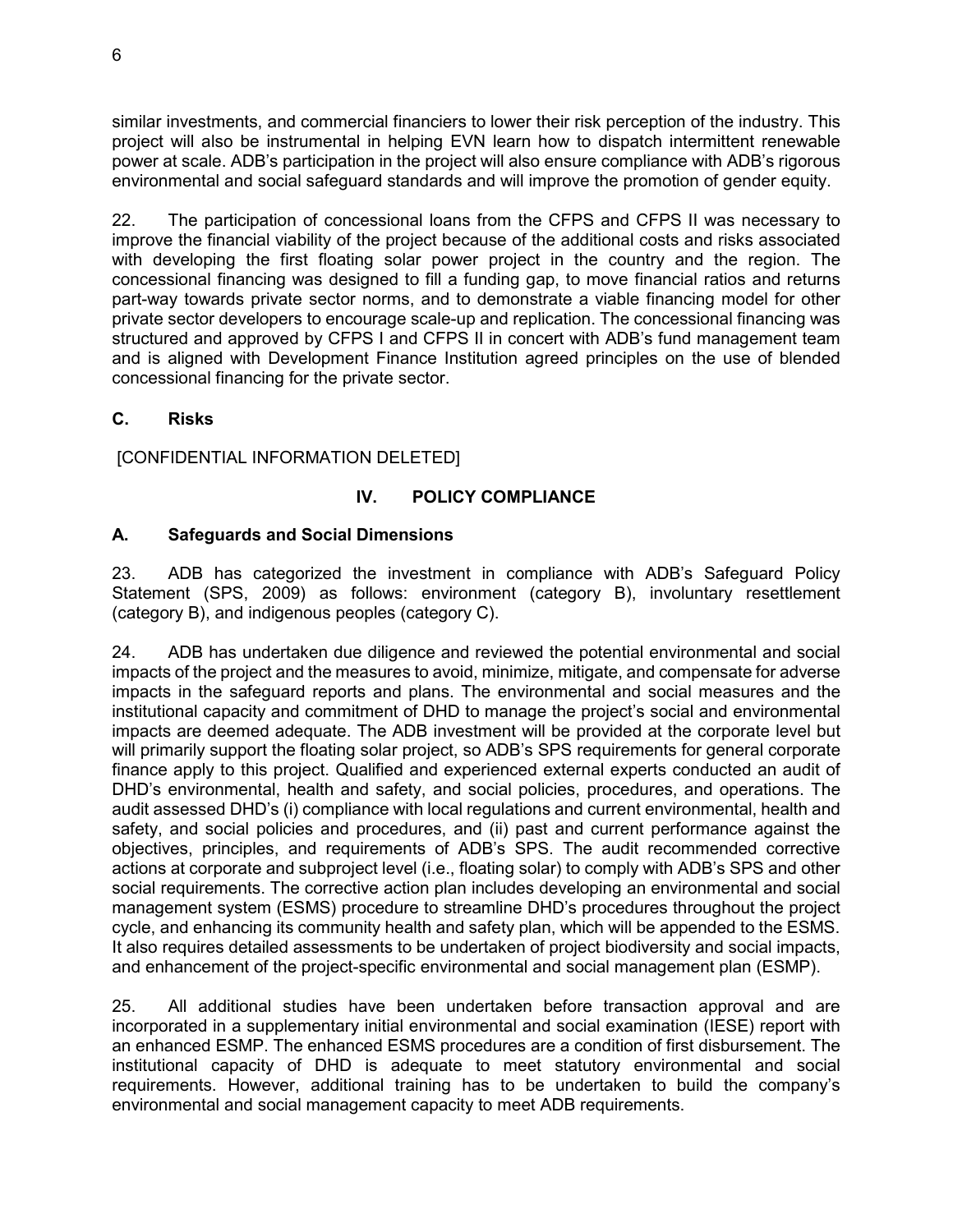similar investments, and commercial financiers to lower their risk perception of the industry. This project will also be instrumental in helping EVN learn how to dispatch intermittent renewable power at scale. ADB's participation in the project will also ensure compliance with ADB's rigorous environmental and social safeguard standards and will improve the promotion of gender equity.

22. The participation of concessional loans from the CFPS and CFPS II was necessary to improve the financial viability of the project because of the additional costs and risks associated with developing the first floating solar power project in the country and the region. The concessional financing was designed to fill a funding gap, to move financial ratios and returns part-way towards private sector norms, and to demonstrate a viable financing model for other private sector developers to encourage scale-up and replication. The concessional financing was structured and approved by CFPS I and CFPS II in concert with ADB's fund management team and is aligned with Development Finance Institution agreed principles on the use of blended concessional financing for the private sector.

### C. Risks

[CONFIDENTIAL INFORMATION DELETED]

## IV. POLICY COMPLIANCE

### A. Safeguards and Social Dimensions

23. ADB has categorized the investment in compliance with ADB's Safeguard Policy Statement (SPS, 2009) as follows: environment (category B), involuntary resettlement (category B), and indigenous peoples (category C).

24. ADB has undertaken due diligence and reviewed the potential environmental and social impacts of the project and the measures to avoid, minimize, mitigate, and compensate for adverse impacts in the safeguard reports and plans. The environmental and social measures and the institutional capacity and commitment of DHD to manage the project's social and environmental impacts are deemed adequate. The ADB investment will be provided at the corporate level but will primarily support the floating solar project, so ADB's SPS requirements for general corporate finance apply to this project. Qualified and experienced external experts conducted an audit of DHD's environmental, health and safety, and social policies, procedures, and operations. The audit assessed DHD's (i) compliance with local regulations and current environmental, health and safety, and social policies and procedures, and (ii) past and current performance against the objectives, principles, and requirements of ADB's SPS. The audit recommended corrective actions at corporate and subproject level (i.e., floating solar) to comply with ADB's SPS and other social requirements. The corrective action plan includes developing an environmental and social management system (ESMS) procedure to streamline DHD's procedures throughout the project cycle, and enhancing its community health and safety plan, which will be appended to the ESMS. It also requires detailed assessments to be undertaken of project biodiversity and social impacts, and enhancement of the project-specific environmental and social management plan (ESMP).

25. All additional studies have been undertaken before transaction approval and are incorporated in a supplementary initial environmental and social examination (IESE) report with an enhanced ESMP. The enhanced ESMS procedures are a condition of first disbursement. The institutional capacity of DHD is adequate to meet statutory environmental and social requirements. However, additional training has to be undertaken to build the company's environmental and social management capacity to meet ADB requirements.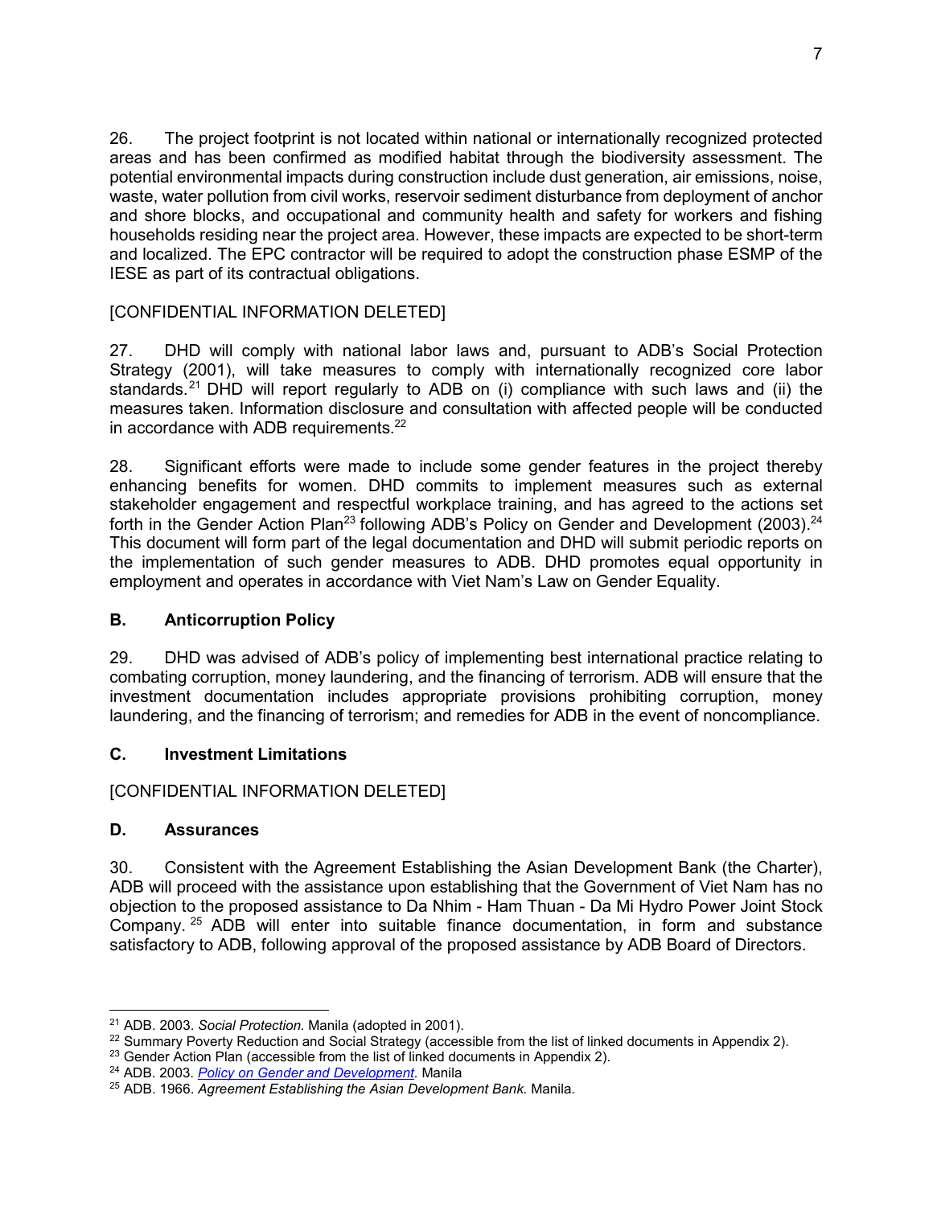26. The project footprint is not located within national or internationally recognized protected areas and has been confirmed as modified habitat through the biodiversity assessment. The potential environmental impacts during construction include dust generation, air emissions, noise, waste, water pollution from civil works, reservoir sediment disturbance from deployment of anchor and shore blocks, and occupational and community health and safety for workers and fishing households residing near the project area. However, these impacts are expected to be short-term and localized. The EPC contractor will be required to adopt the construction phase ESMP of the IESE as part of its contractual obligations.

[CONFIDENTIAL INFORMATION DELETED]

27. DHD will comply with national labor laws and, pursuant to ADB's Social Protection Strategy (2001), will take measures to comply with internationally recognized core labor standards.[21] DHD will report regularly to ADB on (i) compliance with such laws and (ii) the measures taken. Information disclosure and consultation with affected people will be conducted in accordance with ADB requirements.[22]

28. Significant efforts were made to include some gender features in the project thereby enhancing benefits for women. DHD commits to implement measures such as external stakeholder engagement and respectful workplace training, and has agreed to the actions set forth in the Gender Action Plan[23] following ADB's Policy on Gender and Development (2003).[24] This document will form part of the legal documentation and DHD will submit periodic reports on the implementation of such gender measures to ADB. DHD promotes equal opportunity in employment and operates in accordance with Viet Nam's Law on Gender Equality.

## B. Anticorruption Policy

29. DHD was advised of ADB's policy of implementing best international practice relating to combating corruption, money laundering, and the financing of terrorism. ADB will ensure that the investment documentation includes appropriate provisions prohibiting corruption, money laundering, and the financing of terrorism; and remedies for ADB in the event of noncompliance.

## C. Investment Limitations

[CONFIDENTIAL INFORMATION DELETED]

## D. Assurances

30. Consistent with the Agreement Establishing the Asian Development Bank (the Charter), ADB will proceed with the assistance upon establishing that the Government of Viet Nam has no objection to the proposed assistance to Da Nhim - Ham Thuan - Da Mi Hydro Power Joint Stock Company.[25] ADB will enter into suitable finance documentation, in form and substance satisfactory to ADB, following approval of the proposed assistance by ADB Board of Directors.

---

[21] ADB. 2003. *Social Protection.* Manila (adopted in 2001).

[22] Summary Poverty Reduction and Social Strategy (accessible from the list of linked documents in Appendix 2).

[23] Gender Action Plan (accessible from the list of linked documents in Appendix 2).

[24] ADB. 2003. *Policy on Gender and Development.* Manila

[25] ADB. 1966. *Agreement Establishing the Asian Development Bank.* Manila.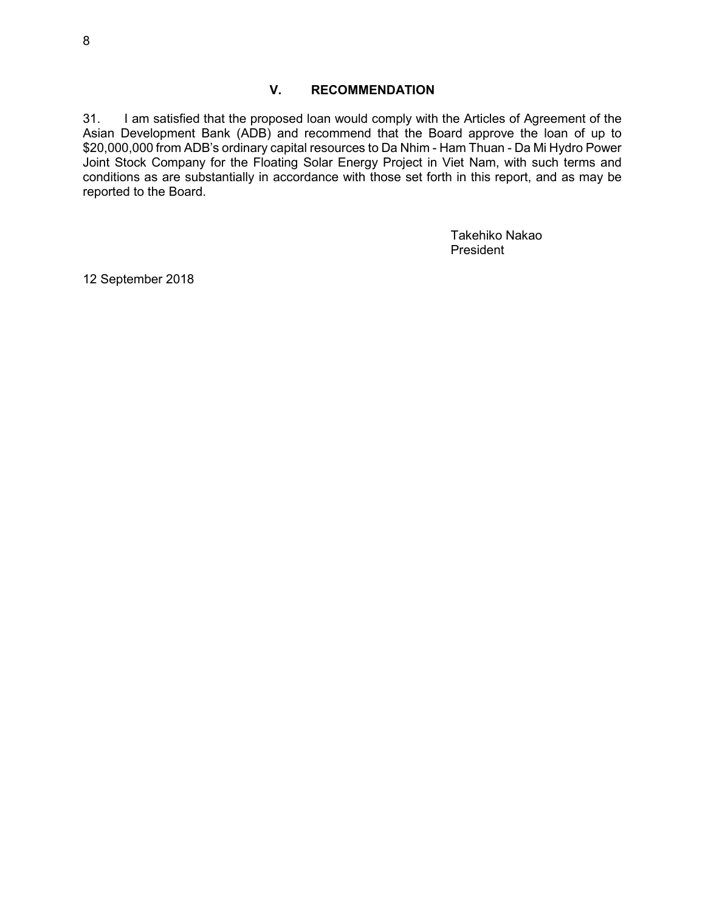## V. RECOMMENDATION

31. I am satisfied that the proposed loan would comply with the Articles of Agreement of the Asian Development Bank (ADB) and recommend that the Board approve the loan of up to $20,000,000 from ADB's ordinary capital resources to Da Nhim - Ham Thuan - Da Mi Hydro Power Joint Stock Company for the Floating Solar Energy Project in Viet Nam, with such terms and conditions as are substantially in accordance with those set forth in this report, and as may be reported to the Board.

Takehiko Nakao
President

12 September 2018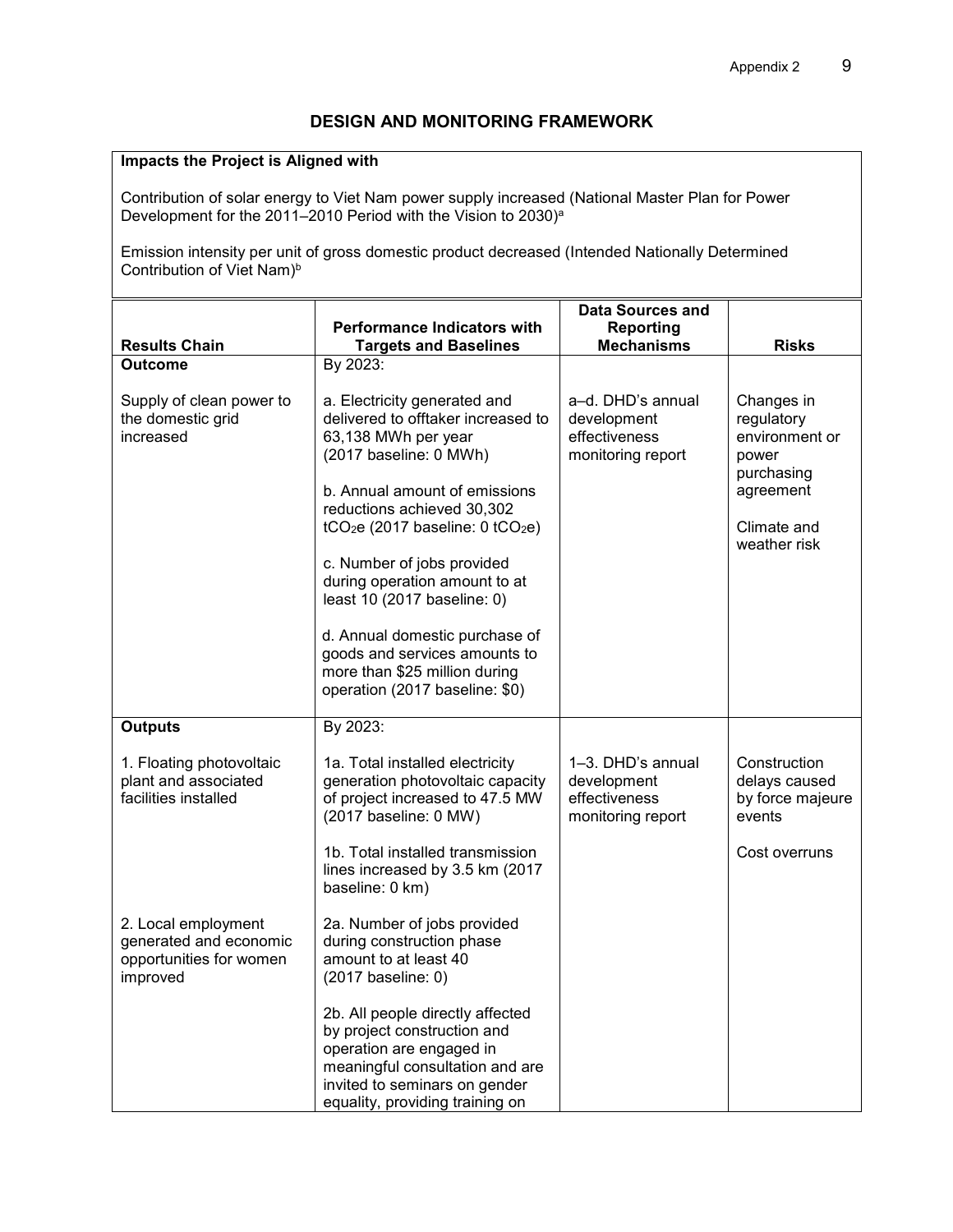## DESIGN AND MONITORING FRAMEWORK

**Impacts the Project is Aligned with**

Contribution of solar energy to Viet Nam power supply increased (National Master Plan for Power Development for the 2011–2010 Period with the Vision to 2030)[a]

Emission intensity per unit of gross domestic product decreased (Intended Nationally Determined Contribution of Viet Nam)[b]

| Results Chain | Performance Indicators with Targets and Baselines | Data Sources and Reporting Mechanisms | Risks |
|---|---|---|---|
| **Outcome**<br><br>Supply of clean power to the domestic grid increased | By 2023:<br><br>a. Electricity generated and delivered to offtaker increased to 63,138 MWh per year (2017 baseline: 0 MWh)<br><br>b. Annual amount of emissions reductions achieved 30,302 $tCO_2e$ (2017 baseline: 0 $tCO_2e$)<br><br>c. Number of jobs provided during operation amount to at least 10 (2017 baseline: 0)<br><br>d. Annual domestic purchase of goods and services amounts to more than $25 million during operation (2017 baseline: $0) | a–d. DHD's annual development effectiveness monitoring report | Changes in regulatory environment or power purchasing agreement<br><br>Climate and weather risk |
| **Outputs**<br><br>1. Floating photovoltaic plant and associated facilities installed<br><br>2. Local employment generated and economic opportunities for women improved | By 2023:<br><br>1a. Total installed electricity generation photovoltaic capacity of project increased to 47.5 MW (2017 baseline: 0 MW)<br><br>1b. Total installed transmission lines increased by 3.5 km (2017 baseline: 0 km)<br><br>2a. Number of jobs provided during construction phase amount to at least 40 (2017 baseline: 0)<br><br>2b. All people directly affected by project construction and operation are engaged in meaningful consultation and are invited to seminars on gender equality, providing training on | 1–3. DHD's annual development effectiveness monitoring report | Construction delays caused by force majeure events<br><br>Cost overruns |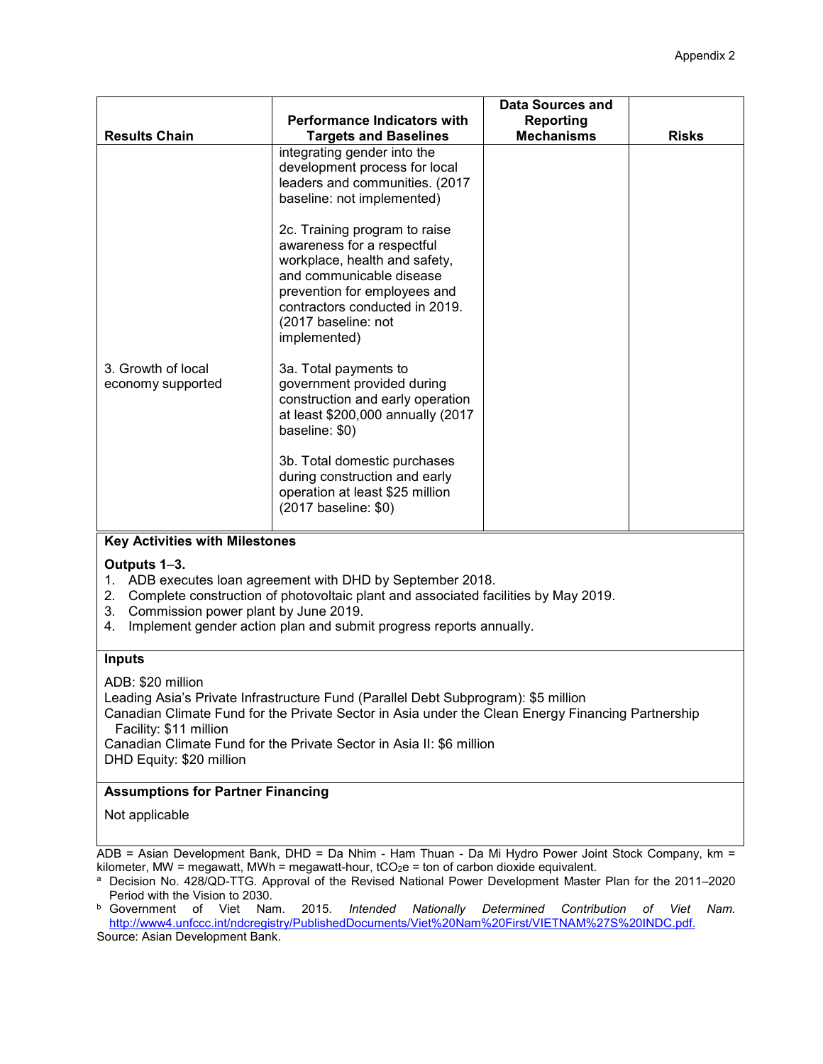| Results Chain | Performance Indicators with Targets and Baselines | Data Sources and Reporting Mechanisms | Risks |
|---|---|---|---|
| | integrating gender into the development process for local leaders and communities. (2017 baseline: not implemented)<br><br>2c. Training program to raise awareness for a respectful workplace, health and safety, and communicable disease prevention for employees and contractors conducted in 2019. (2017 baseline: not implemented) | | |
| 3. Growth of local economy supported | 3a. Total payments to government provided during construction and early operation at least $200,000 annually (2017 baseline: $0)<br><br>3b. Total domestic purchases during construction and early operation at least $25 million (2017 baseline: $0) | | |

**Key Activities with Milestones**

**Outputs 1–3.**

1. ADB executes loan agreement with DHD by September 2018.
2. Complete construction of photovoltaic plant and associated facilities by May 2019.
3. Commission power plant by June 2019.
4. Implement gender action plan and submit progress reports annually.

**Inputs**

ADB: $20 million
Leading Asia's Private Infrastructure Fund (Parallel Debt Subprogram): $5 million
Canadian Climate Fund for the Private Sector in Asia under the Clean Energy Financing Partnership Facility: $11 million
Canadian Climate Fund for the Private Sector in Asia II: $6 million
DHD Equity: $20 million

**Assumptions for Partner Financing**

Not applicable

ADB = Asian Development Bank, DHD = Da Nhim - Ham Thuan - Da Mi Hydro Power Joint Stock Company, km = kilometer, MW = megawatt, MWh = megawatt-hour, $tCO_2e$ = ton of carbon dioxide equivalent.

[a] Decision No. 428/QD-TTG. Approval of the Revised National Power Development Master Plan for the 2011–2020 Period with the Vision to 2030.

[b] Government of Viet Nam. 2015. *Intended Nationally Determined Contribution of Viet Nam.* http://www4.unfccc.int/ndcregistry/PublishedDocuments/Viet%20Nam%20First/VIETNAM%27S%20INDC.pdf.

Source: Asian Development Bank.